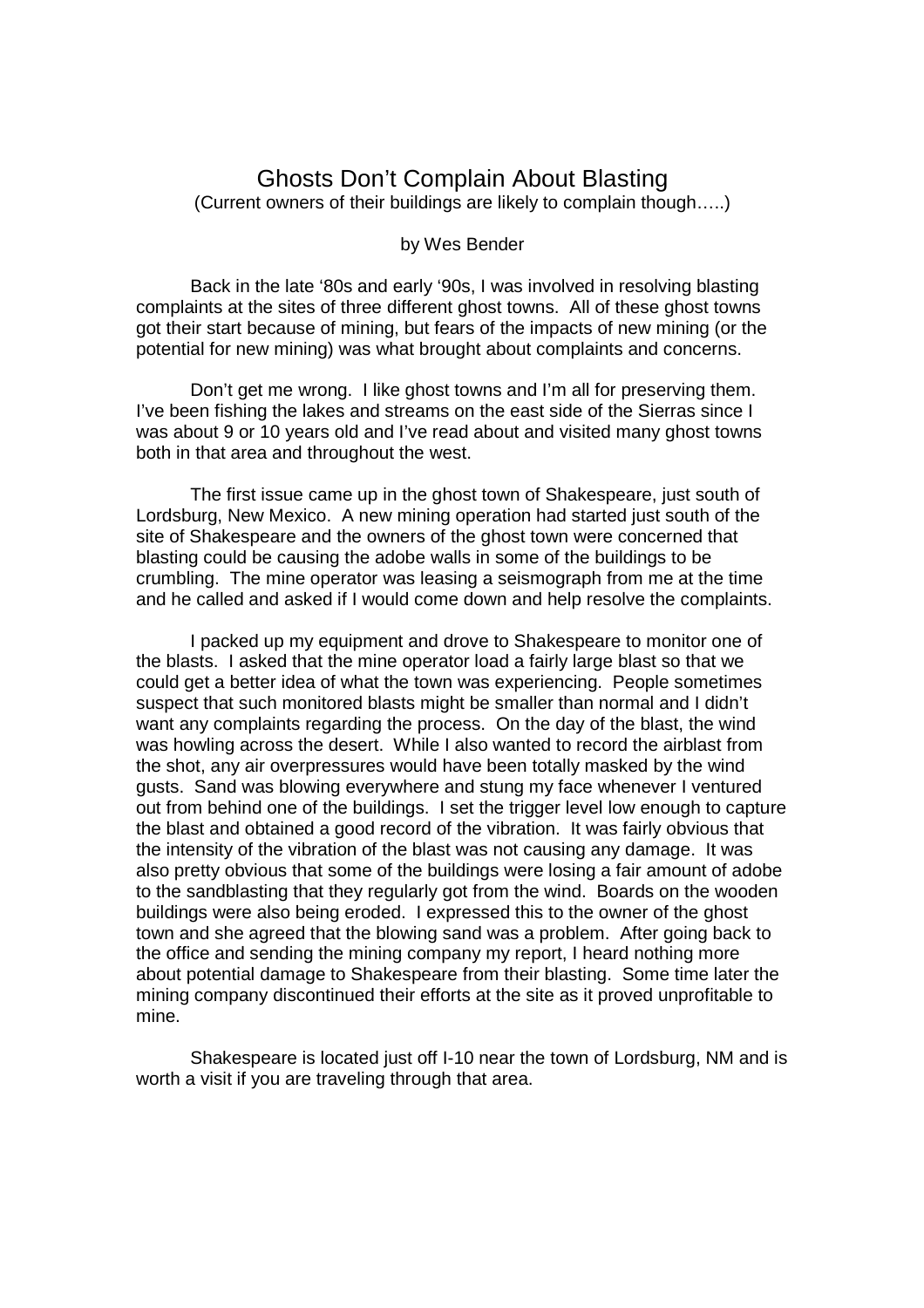# Ghosts Don't Complain About Blasting

(Current owners of their buildings are likely to complain though…..)

by Wes Bender

Back in the late '80s and early '90s, I was involved in resolving blasting complaints at the sites of three different ghost towns. All of these ghost towns got their start because of mining, but fears of the impacts of new mining (or the potential for new mining) was what brought about complaints and concerns.

Don't get me wrong. I like ghost towns and I'm all for preserving them. I've been fishing the lakes and streams on the east side of the Sierras since I was about 9 or 10 years old and I've read about and visited many ghost towns both in that area and throughout the west.

The first issue came up in the ghost town of Shakespeare, just south of Lordsburg, New Mexico. A new mining operation had started just south of the site of Shakespeare and the owners of the ghost town were concerned that blasting could be causing the adobe walls in some of the buildings to be crumbling. The mine operator was leasing a seismograph from me at the time and he called and asked if I would come down and help resolve the complaints.

I packed up my equipment and drove to Shakespeare to monitor one of the blasts. I asked that the mine operator load a fairly large blast so that we could get a better idea of what the town was experiencing. People sometimes suspect that such monitored blasts might be smaller than normal and I didn't want any complaints regarding the process. On the day of the blast, the wind was howling across the desert. While I also wanted to record the airblast from the shot, any air overpressures would have been totally masked by the wind gusts. Sand was blowing everywhere and stung my face whenever I ventured out from behind one of the buildings. I set the trigger level low enough to capture the blast and obtained a good record of the vibration. It was fairly obvious that the intensity of the vibration of the blast was not causing any damage. It was also pretty obvious that some of the buildings were losing a fair amount of adobe to the sandblasting that they regularly got from the wind. Boards on the wooden buildings were also being eroded. I expressed this to the owner of the ghost town and she agreed that the blowing sand was a problem. After going back to the office and sending the mining company my report, I heard nothing more about potential damage to Shakespeare from their blasting. Some time later the mining company discontinued their efforts at the site as it proved unprofitable to mine.

Shakespeare is located just off I-10 near the town of Lordsburg, NM and is worth a visit if you are traveling through that area.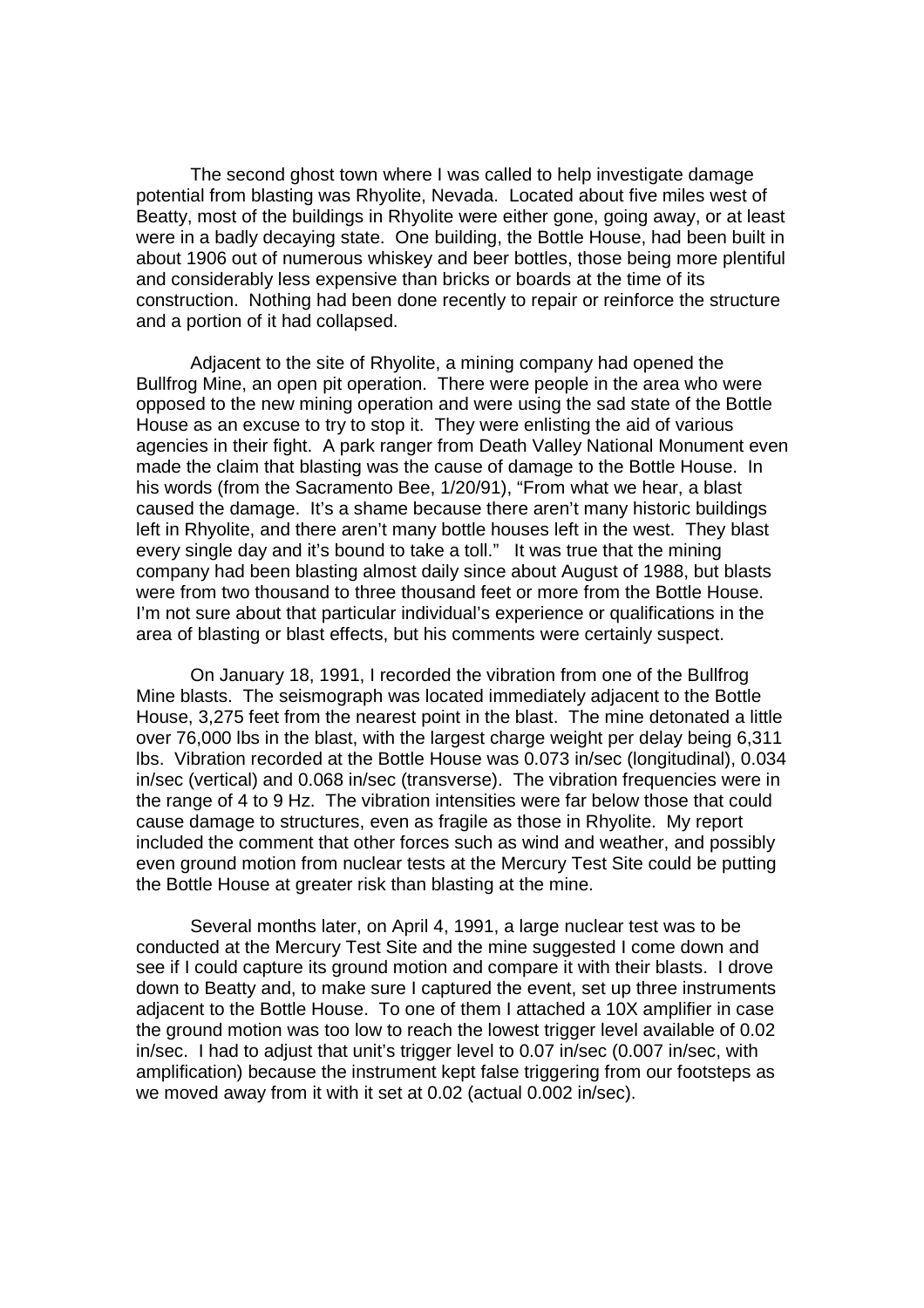The second ghost town where I was called to help investigate damage potential from blasting was Rhyolite, Nevada. Located about five miles west of Beatty, most of the buildings in Rhyolite were either gone, going away, or at least were in a badly decaying state. One building, the Bottle House, had been built in about 1906 out of numerous whiskey and beer bottles, those being more plentiful and considerably less expensive than bricks or boards at the time of its construction. Nothing had been done recently to repair or reinforce the structure and a portion of it had collapsed.

Adjacent to the site of Rhyolite, a mining company had opened the Bullfrog Mine, an open pit operation. There were people in the area who were opposed to the new mining operation and were using the sad state of the Bottle House as an excuse to try to stop it. They were enlisting the aid of various agencies in their fight. A park ranger from Death Valley National Monument even made the claim that blasting was the cause of damage to the Bottle House. In his words (from the Sacramento Bee, 1/20/91), "From what we hear, a blast caused the damage. It's a shame because there aren't many historic buildings left in Rhyolite, and there aren't many bottle houses left in the west. They blast every single day and it's bound to take a toll." It was true that the mining company had been blasting almost daily since about August of 1988, but blasts were from two thousand to three thousand feet or more from the Bottle House. I'm not sure about that particular individual's experience or qualifications in the area of blasting or blast effects, but his comments were certainly suspect.

On January 18, 1991, I recorded the vibration from one of the Bullfrog Mine blasts. The seismograph was located immediately adjacent to the Bottle House, 3,275 feet from the nearest point in the blast. The mine detonated a little over 76,000 lbs in the blast, with the largest charge weight per delay being 6,311 lbs. Vibration recorded at the Bottle House was 0.073 in/sec (longitudinal), 0.034 in/sec (vertical) and 0.068 in/sec (transverse). The vibration frequencies were in the range of 4 to 9 Hz. The vibration intensities were far below those that could cause damage to structures, even as fragile as those in Rhyolite. My report included the comment that other forces such as wind and weather, and possibly even ground motion from nuclear tests at the Mercury Test Site could be putting the Bottle House at greater risk than blasting at the mine.

Several months later, on April 4, 1991, a large nuclear test was to be conducted at the Mercury Test Site and the mine suggested I come down and see if I could capture its ground motion and compare it with their blasts. I drove down to Beatty and, to make sure I captured the event, set up three instruments adjacent to the Bottle House. To one of them I attached a 10X amplifier in case the ground motion was too low to reach the lowest trigger level available of 0.02 in/sec. I had to adjust that unit's trigger level to 0.07 in/sec (0.007 in/sec, with amplification) because the instrument kept false triggering from our footsteps as we moved away from it with it set at 0.02 (actual 0.002 in/sec).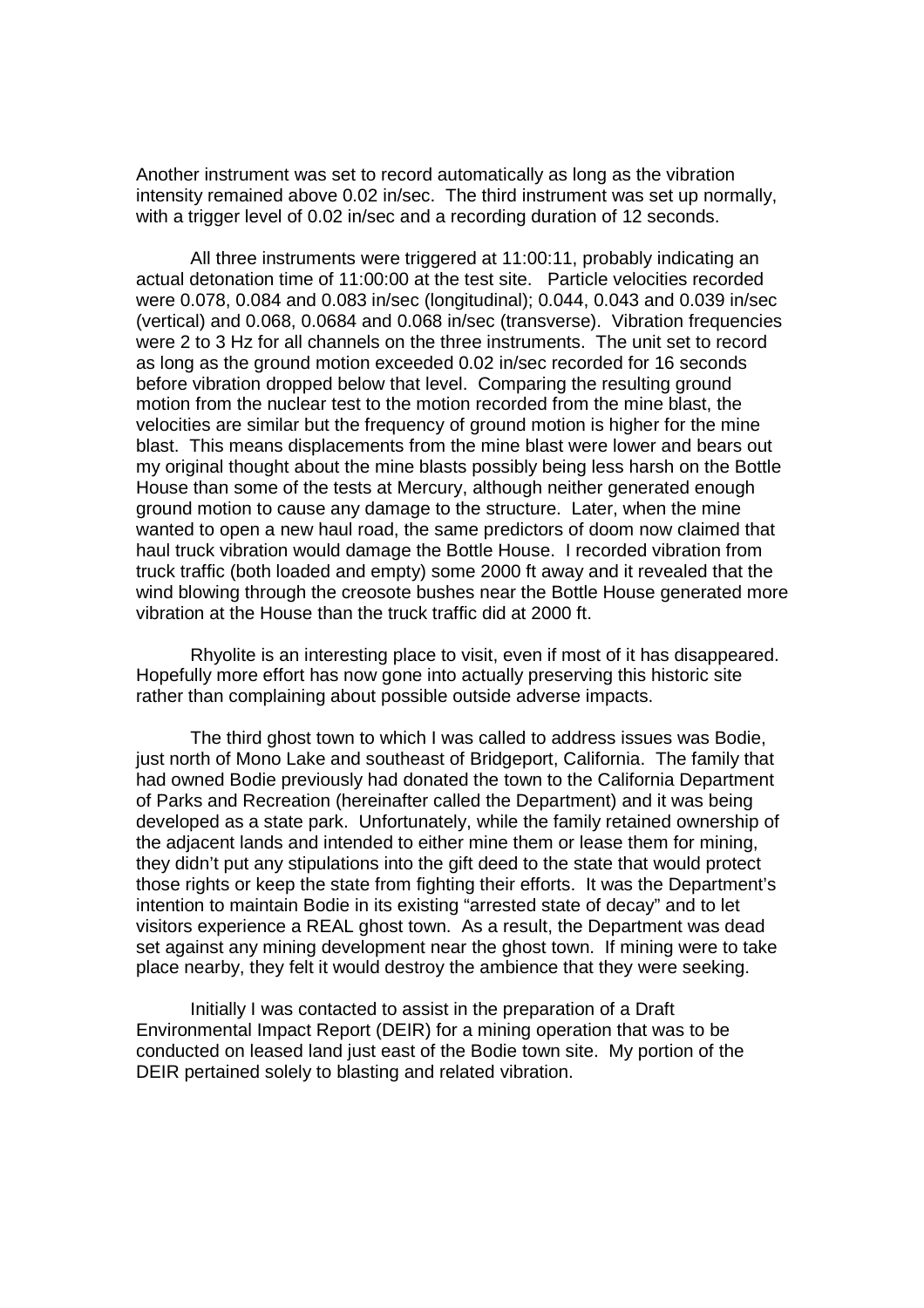Another instrument was set to record automatically as long as the vibration intensity remained above 0.02 in/sec. The third instrument was set up normally, with a trigger level of 0.02 in/sec and a recording duration of 12 seconds.

All three instruments were triggered at 11:00:11, probably indicating an actual detonation time of 11:00:00 at the test site. Particle velocities recorded were 0.078, 0.084 and 0.083 in/sec (longitudinal); 0.044, 0.043 and 0.039 in/sec (vertical) and 0.068, 0.0684 and 0.068 in/sec (transverse). Vibration frequencies were 2 to 3 Hz for all channels on the three instruments. The unit set to record as long as the ground motion exceeded 0.02 in/sec recorded for 16 seconds before vibration dropped below that level. Comparing the resulting ground motion from the nuclear test to the motion recorded from the mine blast, the velocities are similar but the frequency of ground motion is higher for the mine blast. This means displacements from the mine blast were lower and bears out my original thought about the mine blasts possibly being less harsh on the Bottle House than some of the tests at Mercury, although neither generated enough ground motion to cause any damage to the structure. Later, when the mine wanted to open a new haul road, the same predictors of doom now claimed that haul truck vibration would damage the Bottle House. I recorded vibration from truck traffic (both loaded and empty) some 2000 ft away and it revealed that the wind blowing through the creosote bushes near the Bottle House generated more vibration at the House than the truck traffic did at 2000 ft.

Rhyolite is an interesting place to visit, even if most of it has disappeared. Hopefully more effort has now gone into actually preserving this historic site rather than complaining about possible outside adverse impacts.

The third ghost town to which I was called to address issues was Bodie, just north of Mono Lake and southeast of Bridgeport, California. The family that had owned Bodie previously had donated the town to the California Department of Parks and Recreation (hereinafter called the Department) and it was being developed as a state park. Unfortunately, while the family retained ownership of the adjacent lands and intended to either mine them or lease them for mining, they didn't put any stipulations into the gift deed to the state that would protect those rights or keep the state from fighting their efforts. It was the Department's intention to maintain Bodie in its existing "arrested state of decay" and to let visitors experience a REAL ghost town. As a result, the Department was dead set against any mining development near the ghost town. If mining were to take place nearby, they felt it would destroy the ambience that they were seeking.

Initially I was contacted to assist in the preparation of a Draft Environmental Impact Report (DEIR) for a mining operation that was to be conducted on leased land just east of the Bodie town site. My portion of the DEIR pertained solely to blasting and related vibration.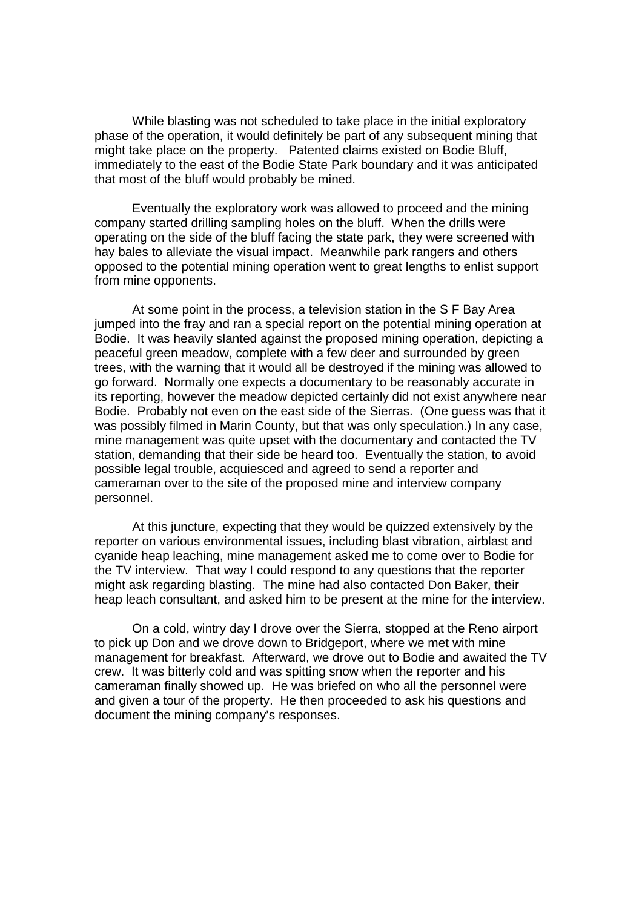While blasting was not scheduled to take place in the initial exploratory phase of the operation, it would definitely be part of any subsequent mining that might take place on the property. Patented claims existed on Bodie Bluff, immediately to the east of the Bodie State Park boundary and it was anticipated that most of the bluff would probably be mined.

Eventually the exploratory work was allowed to proceed and the mining company started drilling sampling holes on the bluff. When the drills were operating on the side of the bluff facing the state park, they were screened with hay bales to alleviate the visual impact. Meanwhile park rangers and others opposed to the potential mining operation went to great lengths to enlist support from mine opponents.

At some point in the process, a television station in the S F Bay Area jumped into the fray and ran a special report on the potential mining operation at Bodie. It was heavily slanted against the proposed mining operation, depicting a peaceful green meadow, complete with a few deer and surrounded by green trees, with the warning that it would all be destroyed if the mining was allowed to go forward. Normally one expects a documentary to be reasonably accurate in its reporting, however the meadow depicted certainly did not exist anywhere near Bodie. Probably not even on the east side of the Sierras. (One guess was that it was possibly filmed in Marin County, but that was only speculation.) In any case, mine management was quite upset with the documentary and contacted the TV station, demanding that their side be heard too. Eventually the station, to avoid possible legal trouble, acquiesced and agreed to send a reporter and cameraman over to the site of the proposed mine and interview company personnel.

At this juncture, expecting that they would be quizzed extensively by the reporter on various environmental issues, including blast vibration, airblast and cyanide heap leaching, mine management asked me to come over to Bodie for the TV interview. That way I could respond to any questions that the reporter might ask regarding blasting. The mine had also contacted Don Baker, their heap leach consultant, and asked him to be present at the mine for the interview.

On a cold, wintry day I drove over the Sierra, stopped at the Reno airport to pick up Don and we drove down to Bridgeport, where we met with mine management for breakfast. Afterward, we drove out to Bodie and awaited the TV crew. It was bitterly cold and was spitting snow when the reporter and his cameraman finally showed up. He was briefed on who all the personnel were and given a tour of the property. He then proceeded to ask his questions and document the mining company's responses.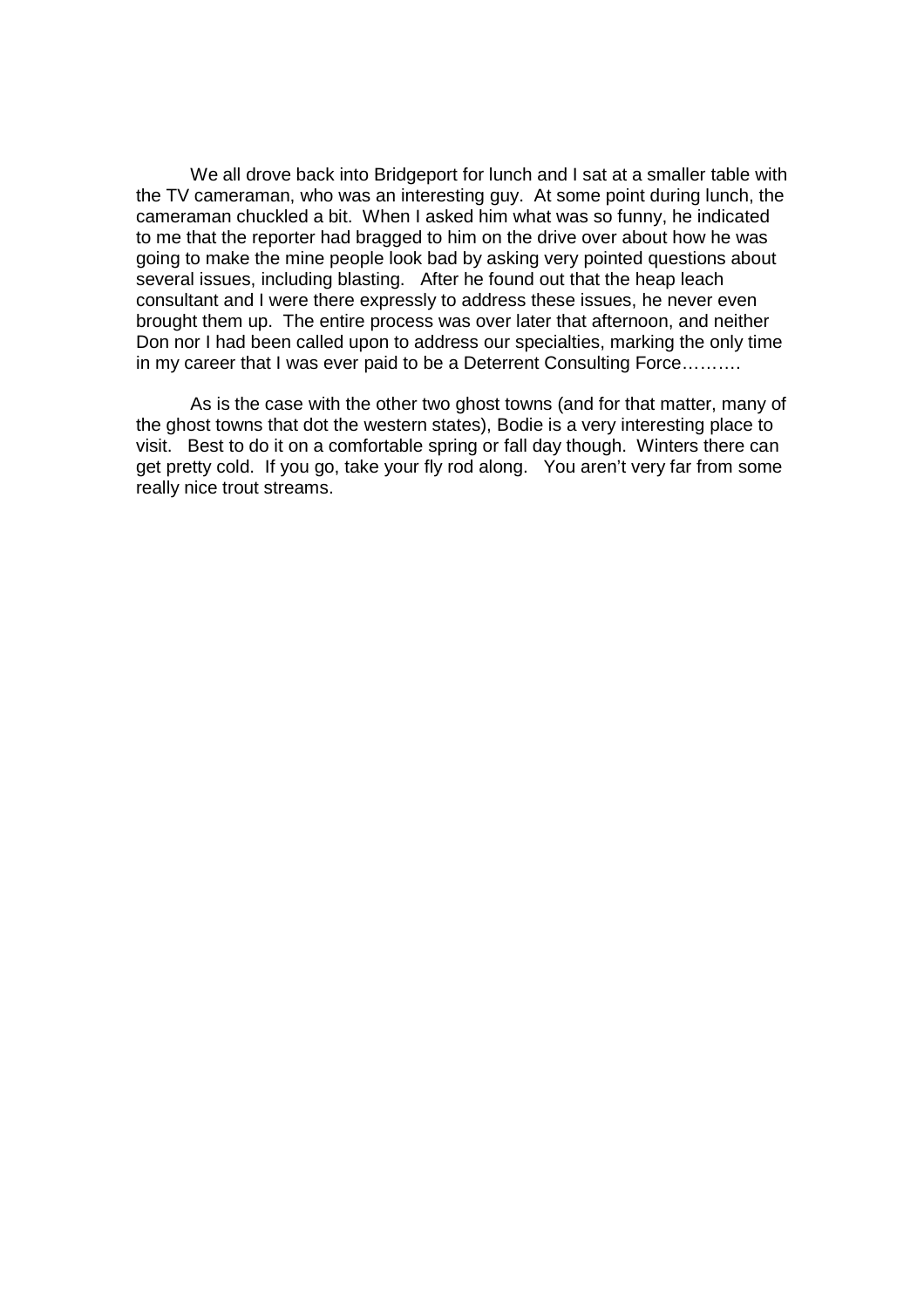We all drove back into Bridgeport for lunch and I sat at a smaller table with the TV cameraman, who was an interesting guy. At some point during lunch, the cameraman chuckled a bit. When I asked him what was so funny, he indicated to me that the reporter had bragged to him on the drive over about how he was going to make the mine people look bad by asking very pointed questions about several issues, including blasting. After he found out that the heap leach consultant and I were there expressly to address these issues, he never even brought them up. The entire process was over later that afternoon, and neither Don nor I had been called upon to address our specialties, marking the only time in my career that I was ever paid to be a Deterrent Consulting Force……….

As is the case with the other two ghost towns (and for that matter, many of the ghost towns that dot the western states), Bodie is a very interesting place to visit. Best to do it on a comfortable spring or fall day though. Winters there can get pretty cold. If you go, take your fly rod along. You aren't very far from some really nice trout streams.